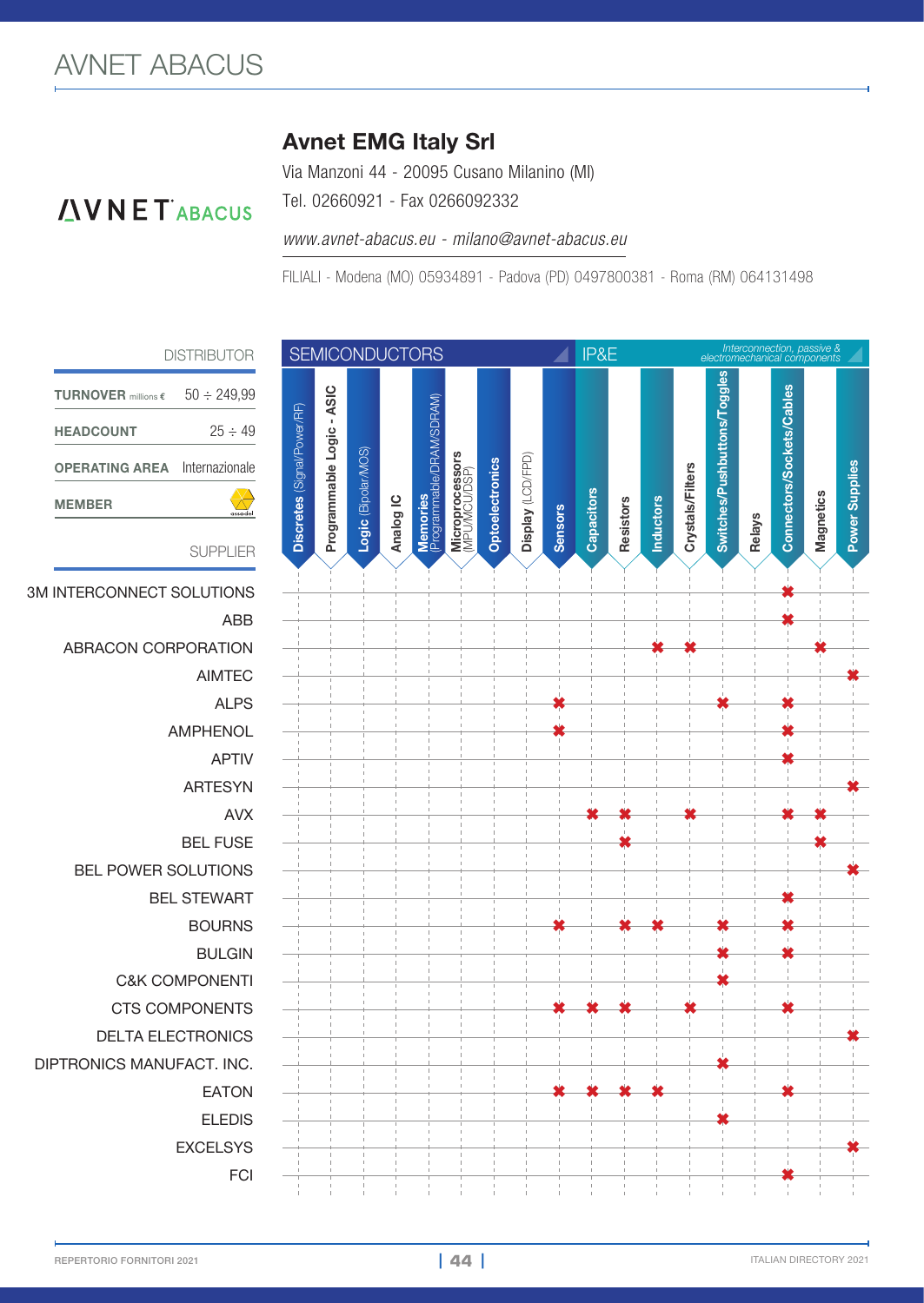# AVNET ABACUS

## Avnet EMG Italy Srl

Via Manzoni 44 - 20095 Cusano Milanino (MI)

Tel. 02660921 - Fax 0266092332

*www.avnet-abacus.eu - milano@avnet-abacus.eu*

FILIALI - Modena (MO) 05934891 - Padova (PD) 0497800381 - Roma (RM) 064131498

**AVNET ABACUS**

| DISTRIBUTOR | |
|---|---|
| **TURNOVER** millions € | 50 ÷ 249,99 |
| **HEADCOUNT** | 25 ÷ 49 |
| **OPERATING AREA** | Internazionale |
| **MEMBER** | assodel |

| SUPPLIER | SEMICONDUCTORS | | | | | | | | | IP&E | | | | *Interconnection, passive & electromechanical components* | | | | |
|---|---|---|---|---|---|---|---|---|---|---|---|---|---|---|---|---|---|---|
| | **Discretes** (Signal/Power/RF) | **Programmable Logic - ASIC** | **Logic** (Bipolar/MOS) | **Analog IC** | **Memories** (Programmable/DRAM/SDRAM) | **Microprocessors** (MPU/MCU/DSP) | **Optoelectronics** | **Display** (LCD/FPD) | **Sensors** | **Capacitors** | **Resistors** | **Inductors** | **Crystals/Filters** | **Switches/Pushbuttons/Toggles** | **Relays** | **Connectors/Sockets/Cables** | **Magnetics** | **Power Supplies** |
| 3M INTERCONNECT SOLUTIONS | | | | | | | | | | | | | | | | ✖ | | |
| ABB | | | | | | | | | | | | | | | | ✖ | | |
| ABRACON CORPORATION | | | | | | | | | | | | ✖ | ✖ | | | | ✖ | |
| AIMTEC | | | | | | | | | | | | | | | | | | ✖ |
| ALPS | | | | | | | | | ✖ | | | | | ✖ | | ✖ | | |
| AMPHENOL | | | | | | | | | ✖ | | | | | | | ✖ | | |
| APTIV | | | | | | | | | | | | | | | | ✖ | | |
| ARTESYN | | | | | | | | | | | | | | | | | | ✖ |
| AVX | | | | | | | | | | ✖ | ✖ | | ✖ | | | ✖ | ✖ | |
| BEL FUSE | | | | | | | | | | | ✖ | | | | | | ✖ | |
| BEL POWER SOLUTIONS | | | | | | | | | | | | | | | | | | ✖ |
| BEL STEWART | | | | | | | | | | | | | | | | ✖ | | |
| BOURNS | | | | | | | | | ✖ | | ✖ | ✖ | | ✖ | | ✖ | | |
| BULGIN | | | | | | | | | | | | | | ✖ | | ✖ | | |
| C&K COMPONENTI | | | | | | | | | | | | | | ✖ | | | | |
| CTS COMPONENTS | | | | | | | | | ✖ | ✖ | ✖ | | ✖ | | | ✖ | | |
| DELTA ELECTRONICS | | | | | | | | | | | | | | | | | | ✖ |
| DIPTRONICS MANUFACT. INC. | | | | | | | | | | | | | | ✖ | | | | |
| EATON | | | | | | | | | ✖ | ✖ | ✖ | ✖ | | | | ✖ | | |
| ELEDIS | | | | | | | | | | | | | | ✖ | | | | |
| EXCELSYS | | | | | | | | | | | | | | | | | | ✖ |
| FCI | | | | | | | | | | | | | | | | ✖ | | |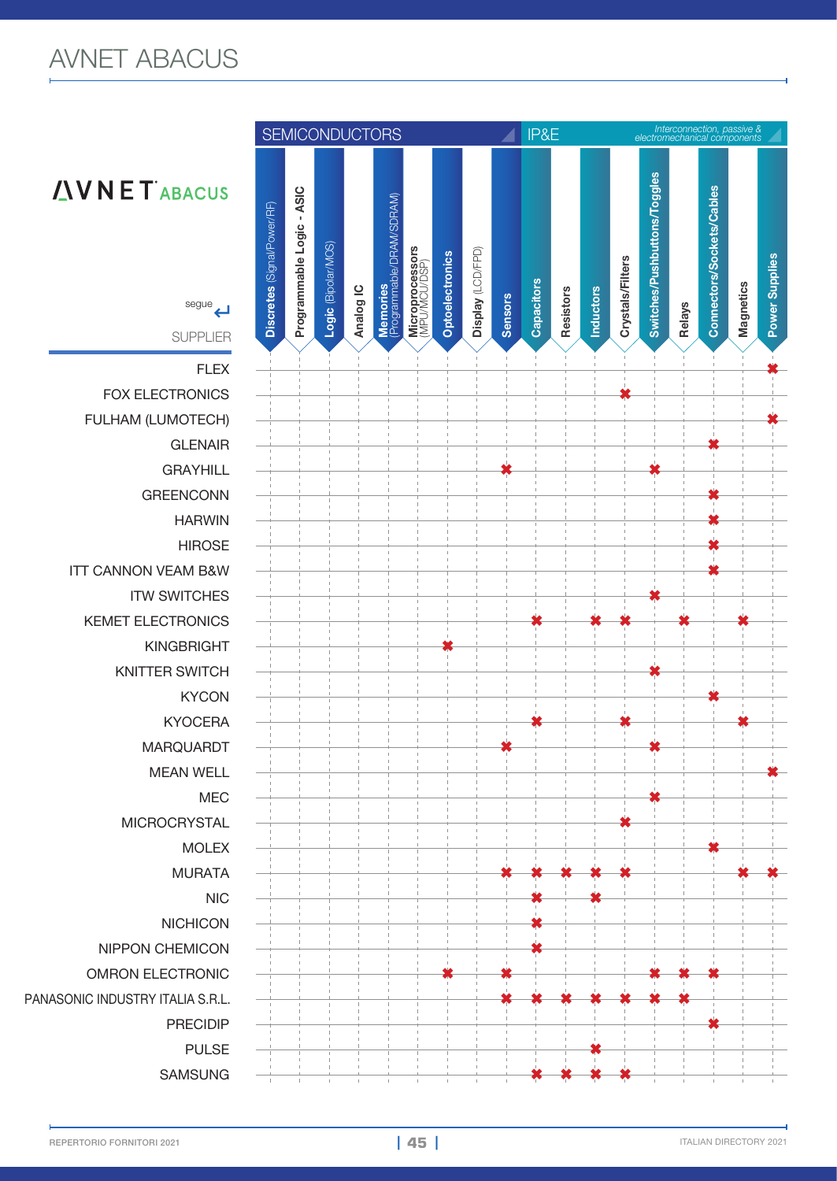# AVNET ABACUS

segue

| SUPPLIER | SEMICONDUCTORS | | | | | | | | | IP&E *Interconnection, passive & electromechanical components* | | | | | | | | |
|---|---|---|---|---|---|---|---|---|---|---|---|---|---|---|---|---|---|---|
| | **Discretes** (Signal/Power/RF) | **Programmable Logic - ASIC** | **Logic** (Bipolar/MOS) | **Analog IC** | **Memories** (Programmable/DRAM/SDRAM) | **Microprocessors** (MPU/MCU/DSP) | **Optoelectronics** | **Display** (LCD/FPD) | **Sensors** | **Capacitors** | **Resistors** | **Inductors** | **Crystals/Filters** | **Switches/Pushbuttons/Toggles** | **Relays** | **Connectors/Sockets/Cables** | **Magnetics** | **Power Supplies** |
| FLEX | | | | | | | | | | | | | | | | | | ✖ |
| FOX ELECTRONICS | | | | | | | | | | | | | ✖ | | | | | |
| FULHAM (LUMOTECH) | | | | | | | | | | | | | | | | | | ✖ |
| GLENAIR | | | | | | | | | | | | | | | | ✖ | | |
| GRAYHILL | | | | | | | | | ✖ | | | | | ✖ | | | | |
| GREENCONN | | | | | | | | | | | | | | | | ✖ | | |
| HARWIN | | | | | | | | | | | | | | | | ✖ | | |
| HIROSE | | | | | | | | | | | | | | | | ✖ | | |
| ITT CANNON VEAM B&W | | | | | | | | | | | | | | | | ✖ | | |
| ITW SWITCHES | | | | | | | | | | | | | | ✖ | | | | |
| KEMET ELECTRONICS | | | | | | | | | | ✖ | | ✖ | ✖ | | ✖ | | ✖ | |
| KINGBRIGHT | | | | | | | ✖ | | | | | | | | | | | |
| KNITTER SWITCH | | | | | | | | | | | | | | ✖ | | | | |
| KYCON | | | | | | | | | | | | | | | | ✖ | | |
| KYOCERA | | | | | | | | | | ✖ | | | ✖ | | | | ✖ | |
| MARQUARDT | | | | | | | | | ✖ | | | | | ✖ | | | | |
| MEAN WELL | | | | | | | | | | | | | | | | | | ✖ |
| MEC | | | | | | | | | | | | | | ✖ | | | | |
| MICROCRYSTAL | | | | | | | | | | | | | ✖ | | | | | |
| MOLEX | | | | | | | | | | | | | | | | ✖ | | |
| MURATA | | | | | | | | | ✖ | ✖ | ✖ | ✖ | ✖ | | | | ✖ | ✖ |
| NIC | | | | | | | | | | ✖ | | ✖ | | | | | | |
| NICHICON | | | | | | | | | | ✖ | | | | | | | | |
| NIPPON CHEMICON | | | | | | | | | | ✖ | | | | | | | | |
| OMRON ELECTRONIC | | | | | | | ✖ | | ✖ | | | | | ✖ | ✖ | ✖ | | |
| PANASONIC INDUSTRY ITALIA S.R.L. | | | | | | | | | ✖ | ✖ | ✖ | ✖ | ✖ | ✖ | ✖ | | | |
| PRECIDIP | | | | | | | | | | | | | | | | ✖ | | |
| PULSE | | | | | | | | | | | | ✖ | | | | | | |
| SAMSUNG | | | | | | | | | | ✖ | ✖ | ✖ | ✖ | | | | | |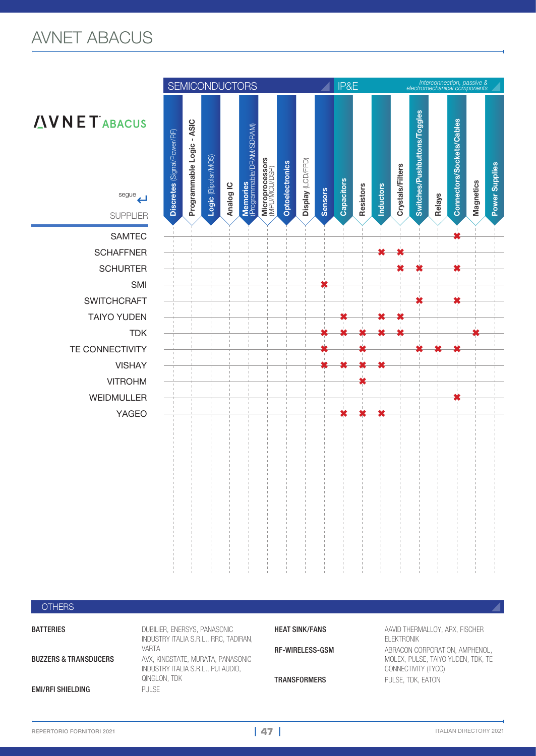# AVNET ABACUS

| AVNET ABACUS | SEMICONDUCTORS | | | | | | | | | IP&E | | | | *Interconnection, passive & electromechanical components* | | | | |
|---|---|---|---|---|---|---|---|---|---|---|---|---|---|---|---|---|---|---|
| segue ↵ SUPPLIER | **Discretes** (Signal/Power/RF) | **Programmable Logic - ASIC** | **Logic** (Bipolar/MOS) | **Analog IC** | **Memories** (Programmable/DRAM/SDRAM) | **Microprocessors** (MPU/MCU/DSP) | **Optoelectronics** | **Display** (LCD/FPD) | **Sensors** | **Capacitors** | **Resistors** | **Inductors** | **Crystals/Filters** | **Switches/Pushbuttons/Toggles** | **Relays** | **Connectors/Sockets/Cables** | **Magnetics** | **Power Supplies** |
| SAMTEC | | | | | | | | | | | | | | | | ✖ | | |
| SCHAFFNER | | | | | | | | | | | | ✖ | ✖ | | | | | |
| SCHURTER | | | | | | | | | | | | | ✖ | ✖ | | ✖ | | |
| SMI | | | | | | | | | ✖ | | | | | | | | | |
| SWITCHCRAFT | | | | | | | | | | | | | | ✖ | | ✖ | | |
| TAIYO YUDEN | | | | | | | | | | ✖ | | ✖ | ✖ | | | | | |
| TDK | | | | | | | | | ✖ | ✖ | ✖ | ✖ | ✖ | | | | ✖ | |
| TE CONNECTIVITY | | | | | | | | | ✖ | | ✖ | | | ✖ | ✖ | ✖ | | |
| VISHAY | | | | | | | | | ✖ | ✖ | ✖ | ✖ | | | | | | |
| VITROHM | | | | | | | | | | | ✖ | | | | | | | |
| WEIDMULLER | | | | | | | | | | | | | | | | ✖ | | |
| YAGEO | | | | | | | | | | ✖ | ✖ | ✖ | | | | | | |

## OTHERS

**BATTERIES** DUBILIER, ENERSYS, PANASONIC INDUSTRY ITALIA S.R.L., RRC, TADIRAN, VARTA

**BUZZERS & TRANSDUCERS** AVX, KINGSTATE, MURATA, PANASONIC INDUSTRY ITALIA S.R.L., PUI AUDIO, QINGLON, TDK

**EMI/RFI SHIELDING** PULSE

**HEAT SINK/FANS** AAVID THERMALLOY, ARX, FISCHER ELEKTRONIK

**RF-WIRELESS-GSM** ABRACON CORPORATION, AMPHENOL, MOLEX, PULSE, TAIYO YUDEN, TDK, TE CONNECTIVITY (TYCO)

**TRANSFORMERS** PULSE, TDK, EATON